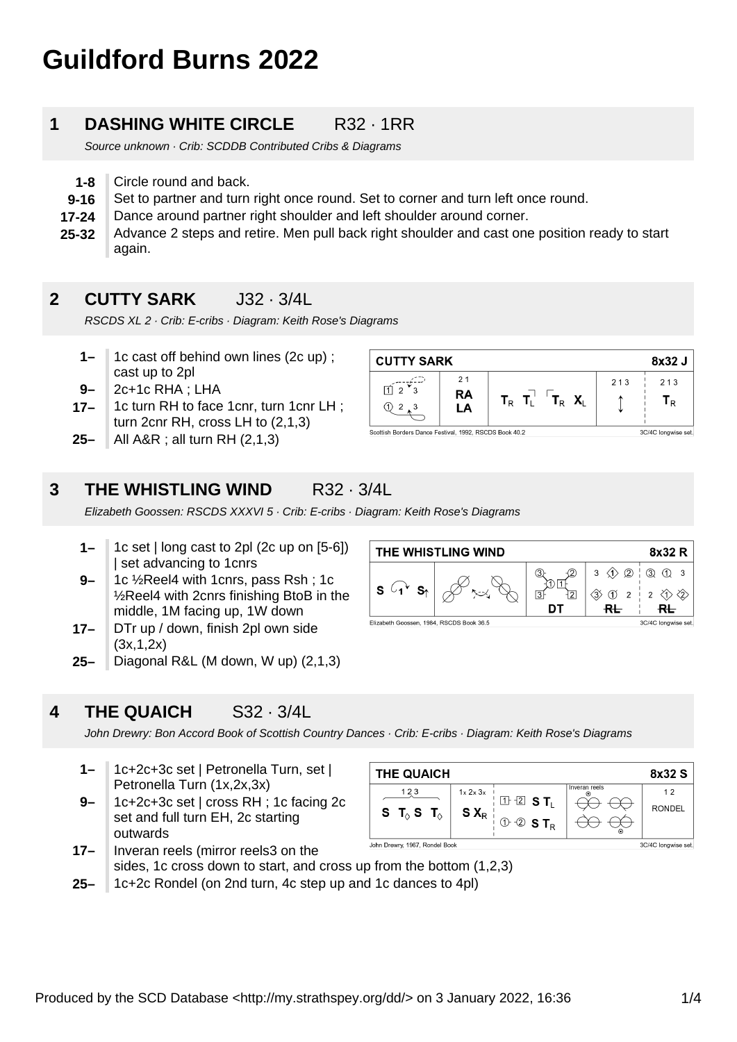# Guildford Burns 2022

## 1 DASHING WHITE CIRCLE R32 · 1RR

*Source unknown · Crib: SCDDB Contributed Cribs & Diagrams*

- **1-8** Circle round and back.
- **9-16** Set to partner and turn right once round. Set to corner and turn left once round.
- **17-24** Dance around partner right shoulder and left shoulder around corner.
- **25-32** Advance 2 steps and retire. Men pull back right shoulder and cast one position ready to start again.

## 2 CUTTY SARK J32 · 3/4L

*RSCDS XL 2 · Crib: E-cribs · Diagram: Keith Rose's Diagrams*

- **1–** 1c cast off behind own lines (2c up) ; cast up to 2pl
- **9–** 2c+1c RHA ; LHA
- **17–** 1c turn RH to face 1cnr, turn 1cnr LH ; turn 2cnr RH, cross LH to (2,1,3)
- **25–** All A&R ; all turn RH (2,1,3)

CUTTY SARK 8x32 J

Scottish Borders Dance Festival, 1992, RSCDS Book 40.2 — 3C/4C longwise set.

## 3 THE WHISTLING WIND R32 · 3/4L

*Elizabeth Goossen: RSCDS XXXVI 5 · Crib: E-cribs · Diagram: Keith Rose's Diagrams*

- **1–** 1c set | long cast to 2pl (2c up on [5-6]) | set advancing to 1cnrs
- **9–** 1c ½Reel4 with 1cnrs, pass Rsh ; 1c ½Reel4 with 2cnrs finishing BtoB in the middle, 1M facing up, 1W down
- **17–** DTr up / down, finish 2pl own side (3x,1,2x)
- **25–** Diagonal R&L (M down, W up) (2,1,3)

THE WHISTLING WIND 8x32 R

Elizabeth Goossen, 1984, RSCDS Book 36.5 — 3C/4C longwise set.

## 4 THE QUAICH S32 · 3/4L

*John Drewry: Bon Accord Book of Scottish Country Dances · Crib: E-cribs · Diagram: Keith Rose's Diagrams*

- **1–** 1c+2c+3c set | Petronella Turn, set | Petronella Turn (1x,2x,3x)
- **9–** 1c+2c+3c set | cross RH ; 1c facing 2c set and full turn EH, 2c starting outwards
- **17–** Inveran reels (mirror reels3 on the sides, 1c cross down to start, and cross up from the bottom (1,2,3)
- **25–** 1c+2c Rondel (on 2nd turn, 4c step up and 1c dances to 4pl)

THE QUAICH 8x32 S

John Drewry, 1967, Rondel Book — 3C/4C longwise set.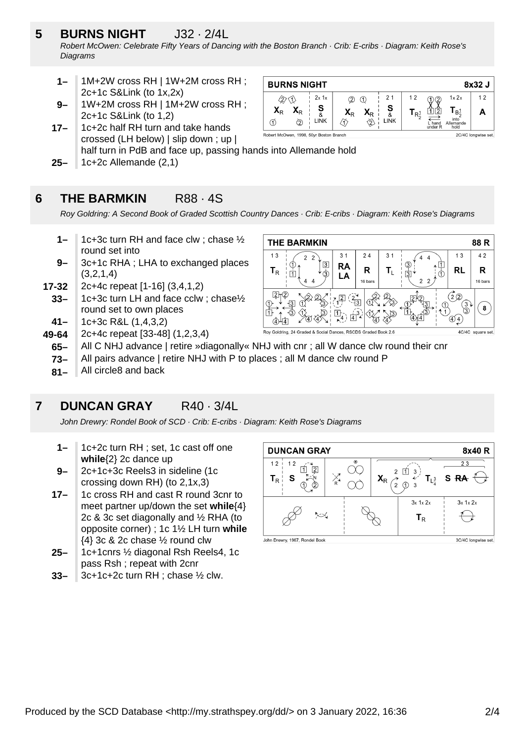## 5 BURNS NIGHT J32 · 2/4L

*Robert McOwen: Celebrate Fifty Years of Dancing with the Boston Branch · Crib: E-cribs · Diagram: Keith Rose's Diagrams*

- **1–** 1M+2W cross RH | 1W+2M cross RH ; 2c+1c S&Link (to 1x,2x)
- **9–** 1W+2M cross RH | 1M+2W cross RH ; 2c+1c S&Link (to 1,2)
- **17–** 1c+2c half RH turn and take hands crossed (LH below) | slip down ; up | half turn in PdB and face up, passing hands into Allemande hold
- **25–** 1c+2c Allemande (2,1)

## 6 THE BARMKIN R88 · 4S

*Roy Goldring: A Second Book of Graded Scottish Country Dances · Crib: E-cribs · Diagram: Keith Rose's Diagrams*

- **1–** 1c+3c turn RH and face clw ; chase ½ round set into
- **9–** 3c+1c RHA ; LHA to exchanged places (3,2,1,4)
- **17-32** 2c+4c repeat [1-16] (3,4,1,2)
- **33–** 1c+3c turn LH and face cclw ; chase½ round set to own places
- **41–** 1c+3c R&L (1,4,3,2)
- **49-64** 2c+4c repeat [33-48] (1,2,3,4)
- **65–** All C NHJ advance | retire »diagonally« NHJ with cnr ; all W dance clw round their cnr
- **73–** All pairs advance | retire NHJ with P to places ; all M dance clw round P
- **81–** All circle8 and back

## 7 DUNCAN GRAY R40 · 3/4L

*John Drewry: Rondel Book of SCD · Crib: E-cribs · Diagram: Keith Rose's Diagrams*

- **1–** 1c+2c turn RH ; set, 1c cast off one **while**{2} 2c dance up
- **9–** 2c+1c+3c Reels3 in sideline (1c crossing down RH) (to 2,1x,3)
- **17–** 1c cross RH and cast R round 3cnr to meet partner up/down the set **while**{4} 2c & 3c set diagonally and ½ RHA (to opposite corner) ; 1c 1½ LH turn **while** {4} 3c & 2c chase ½ round clw
- **25–** 1c+1cnrs ½ diagonal Rsh Reels4, 1c pass Rsh ; repeat with 2cnr
- **33–** 3c+1c+2c turn RH ; chase ½ clw.

Produced by the SCD Database <http://my.strathspey.org/dd/> on 3 January 2022, 16:36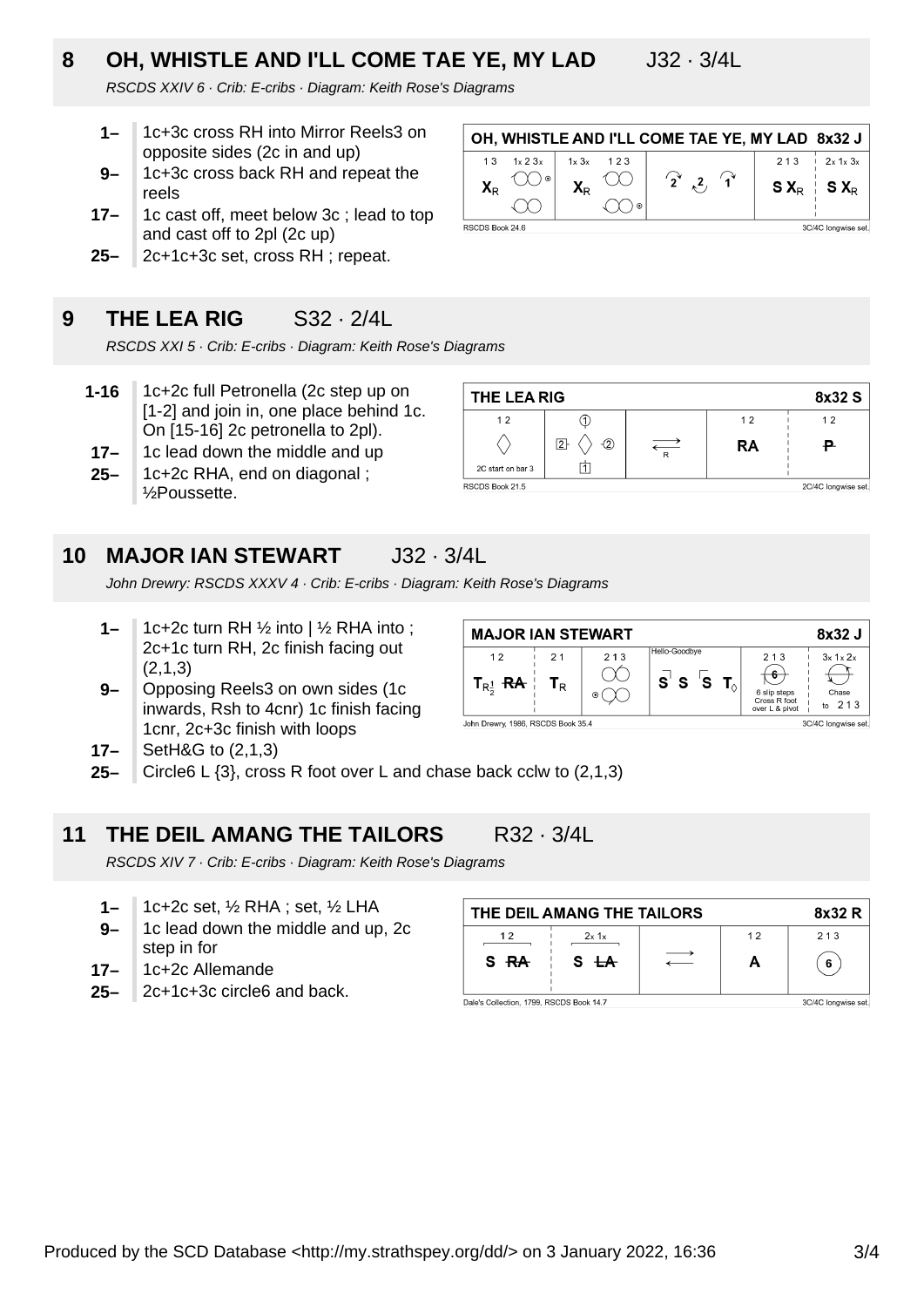## 8 OH, WHISTLE AND I'LL COME TAE YE, MY LAD J32 · 3/4L

*RSCDS XXIV 6 · Crib: E-cribs · Diagram: Keith Rose's Diagrams*

- **1–** 1c+3c cross RH into Mirror Reels3 on opposite sides (2c in and up)
- **9–** 1c+3c cross back RH and repeat the reels
- **17–** 1c cast off, meet below 3c ; lead to top and cast off to 2pl (2c up)
- **25–** 2c+1c+3c set, cross RH ; repeat.

OH, WHISTLE AND I'LL COME TAE YE, MY LAD 8x32 J

RSCDS Book 24.6 — 3C/4C longwise set.

## 9 THE LEA RIG S32 · 2/4L

*RSCDS XXI 5 · Crib: E-cribs · Diagram: Keith Rose's Diagrams*

- **1-16** 1c+2c full Petronella (2c step up on [1-2] and join in, one place behind 1c. On [15-16] 2c petronella to 2pl).
- **17–** 1c lead down the middle and up
- **25–** 1c+2c RHA, end on diagonal ; ½Poussette.

THE LEA RIG 8x32 S

2C start on bar 3

RSCDS Book 21.5 — 2C/4C longwise set.

## 10 MAJOR IAN STEWART J32 · 3/4L

*John Drewry: RSCDS XXXV 4 · Crib: E-cribs · Diagram: Keith Rose's Diagrams*

- **1–** 1c+2c turn RH ½ into | ½ RHA into ; 2c+1c turn RH, 2c finish facing out (2,1,3)
- **9–** Opposing Reels3 on own sides (1c inwards, Rsh to 4cnr) 1c finish facing 1cnr, 2c+3c finish with loops
- **17–** SetH&G to (2,1,3)
- **25–** Circle6 L {3}, cross R foot over L and chase back cclw to (2,1,3)

MAJOR IAN STEWART 8x32 J

Hello-Goodbye — 6 slip steps Cross R foot over L & pivot — Chase to 2 1 3

John Drewry, 1986, RSCDS Book 35.4 — 3C/4C longwise set.

## 11 THE DEIL AMANG THE TAILORS R32 · 3/4L

*RSCDS XIV 7 · Crib: E-cribs · Diagram: Keith Rose's Diagrams*

- **1–** 1c+2c set, ½ RHA ; set, ½ LHA
- **9–** 1c lead down the middle and up, 2c step in for
- **17–** 1c+2c Allemande
- **25–** 2c+1c+3c circle6 and back.

THE DEIL AMANG THE TAILORS 8x32 R

Dale's Collection, 1799, RSCDS Book 14.7 — 3C/4C longwise set.

Produced by the SCD Database <http://my.strathspey.org/dd/> on 3 January 2022, 16:36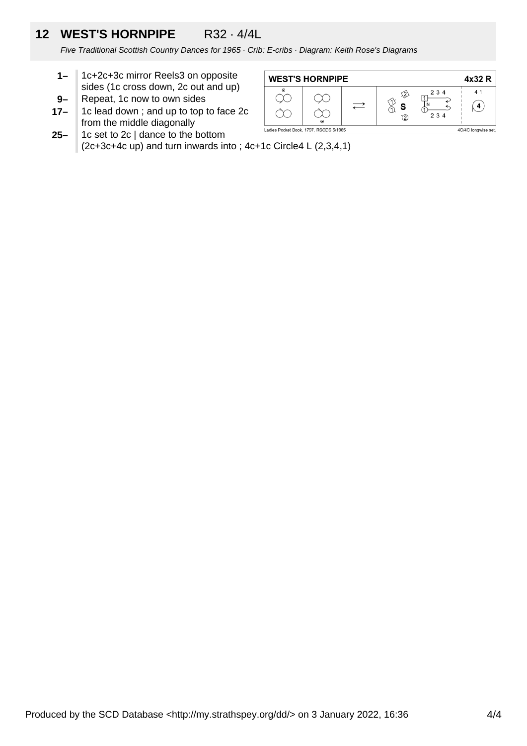## 12 WEST'S HORNPIPE R32 · 4/4L

*Five Traditional Scottish Country Dances for 1965 · Crib: E-cribs · Diagram: Keith Rose's Diagrams*

**1–** 1c+2c+3c mirror Reels3 on opposite sides (1c cross down, 2c out and up)

**9–** Repeat, 1c now to own sides

**17–** 1c lead down ; and up to top to face 2c from the middle diagonally

**25–** 1c set to 2c | dance to the bottom (2c+3c+4c up) and turn inwards into ; 4c+1c Circle4 L (2,3,4,1)

WEST'S HORNPIPE

4x32 R

2 3 4

4 1

S

N

2 3 4

Ladies Pocket Book, 1797, RSCDS 5/1965

4C/4C longwise set.